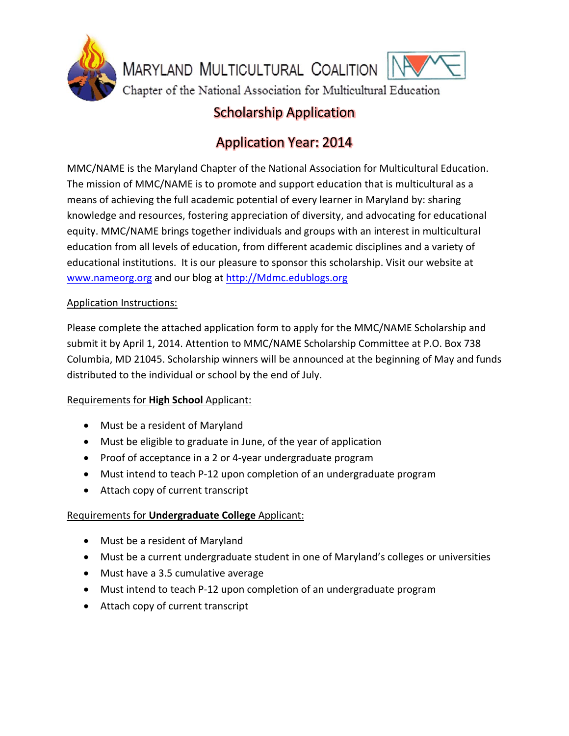# MARYLAND MULTICULTURAL COALITION

Chapter of the National Association for Multicultural Education

## Scholarship Application

## Application Year: 2014

MMC/NAME is the Maryland Chapter of the National Association for Multicultural Education. The mission of MMC/NAME is to promote and support education that is multicultural as a means of achieving the full academic potential of every learner in Maryland by: sharing knowledge and resources, fostering appreciation of diversity, and advocating for educational equity. MMC/NAME brings together individuals and groups with an interest in multicultural education from all levels of education, from different academic disciplines and a variety of educational institutions. It is our pleasure to sponsor this scholarship. Visit our website at www.nameorg.org and our blog at http://Mdmc.edublogs.org

Application Instructions:

Please complete the attached application form to apply for the MMC/NAME Scholarship and submit it by April 1, 2014. Attention to MMC/NAME Scholarship Committee at P.O. Box 738 Columbia, MD 21045. Scholarship winners will be announced at the beginning of May and funds distributed to the individual or school by the end of July.

Requirements for **High School** Applicant:

- Must be a resident of Maryland
- Must be eligible to graduate in June, of the year of application
- Proof of acceptance in a 2 or 4-year undergraduate program
- Must intend to teach P-12 upon completion of an undergraduate program
- Attach copy of current transcript

Requirements for **Undergraduate College** Applicant:

- Must be a resident of Maryland
- Must be a current undergraduate student in one of Maryland's colleges or universities
- Must have a 3.5 cumulative average
- Must intend to teach P-12 upon completion of an undergraduate program
- Attach copy of current transcript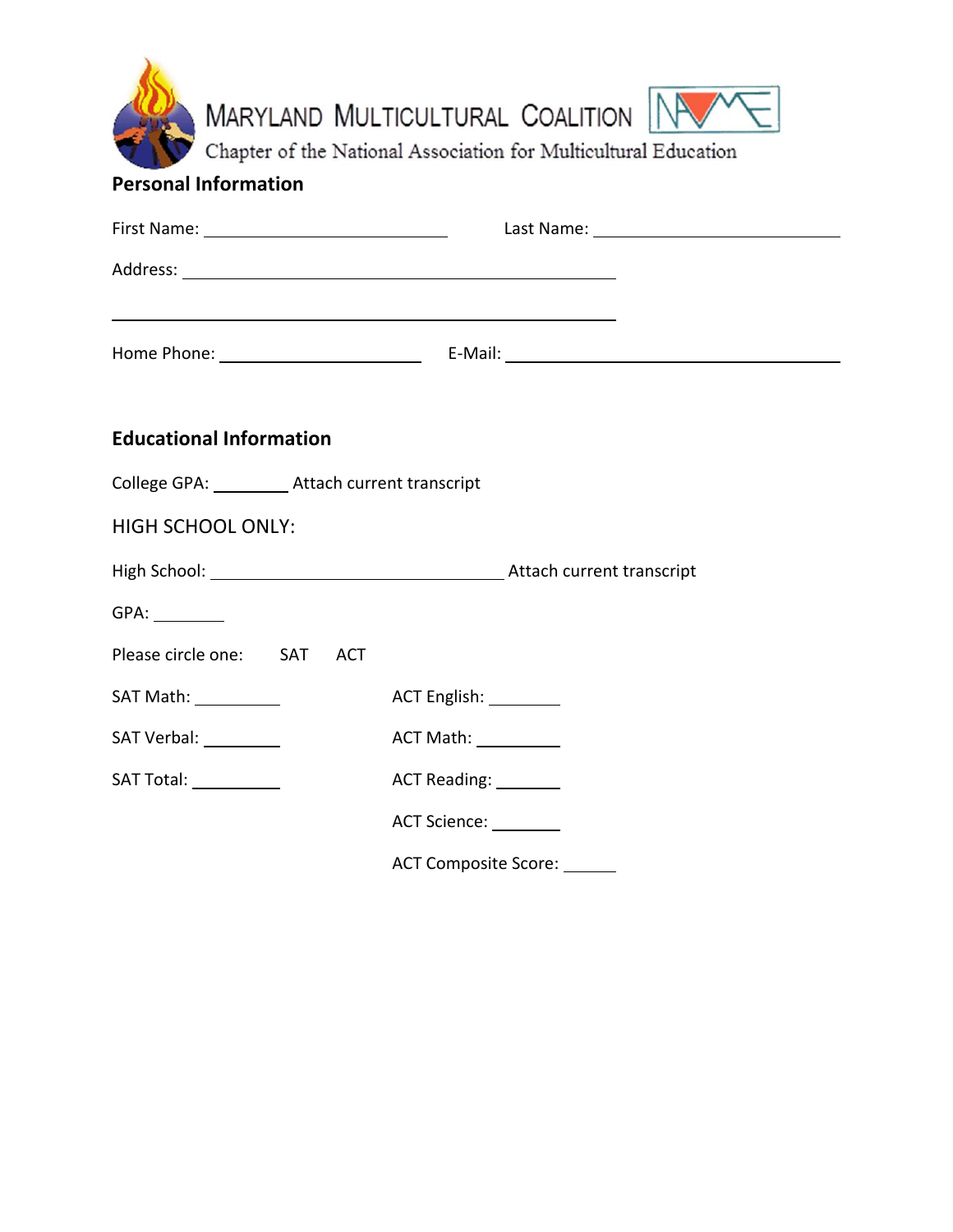MARYLAND MULTICULTURAL COALITION

Chapter of the National Association for Multicultural Education

## Personal Information

First Name: ______________________ Last Name: ______________________

Address: ________________________________________

________________________________________

Home Phone: __________________ E-Mail: ______________________________

## Educational Information

College GPA: ________ Attach current transcript

HIGH SCHOOL ONLY:

High School: ____________________________ Attach current transcript

GPA: ________

Please circle one: SAT ACT

SAT Math: ________

SAT Verbal: ________

SAT Total: ________

ACT English: ________

ACT Math: ________

ACT Reading: ________

ACT Science: ________

ACT Composite Score: ______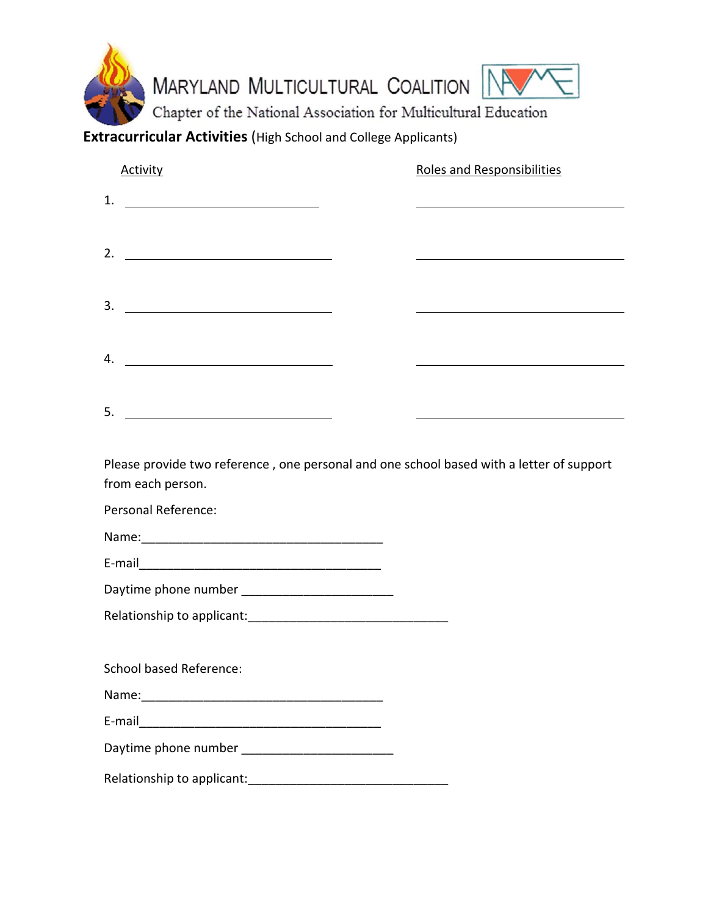MARYLAND MULTICULTURAL COALITION

Chapter of the National Association for Multicultural Education

**Extracurricular Activities** (High School and College Applicants)

| | Activity | Roles and Responsibilities |
|---|---|---|
| 1. | ______________________________ | ______________________________ |
| 2. | ______________________________ | ______________________________ |
| 3. | ______________________________ | ______________________________ |
| 4. | ______________________________ | ______________________________ |
| 5. | ______________________________ | ______________________________ |

Please provide two reference , one personal and one school based with a letter of support from each person.

Personal Reference:

Name:___________________________________

E-mail___________________________________

Daytime phone number ______________________

Relationship to applicant:_____________________________

School based Reference:

Name:___________________________________

E-mail___________________________________

Daytime phone number ______________________

Relationship to applicant:_____________________________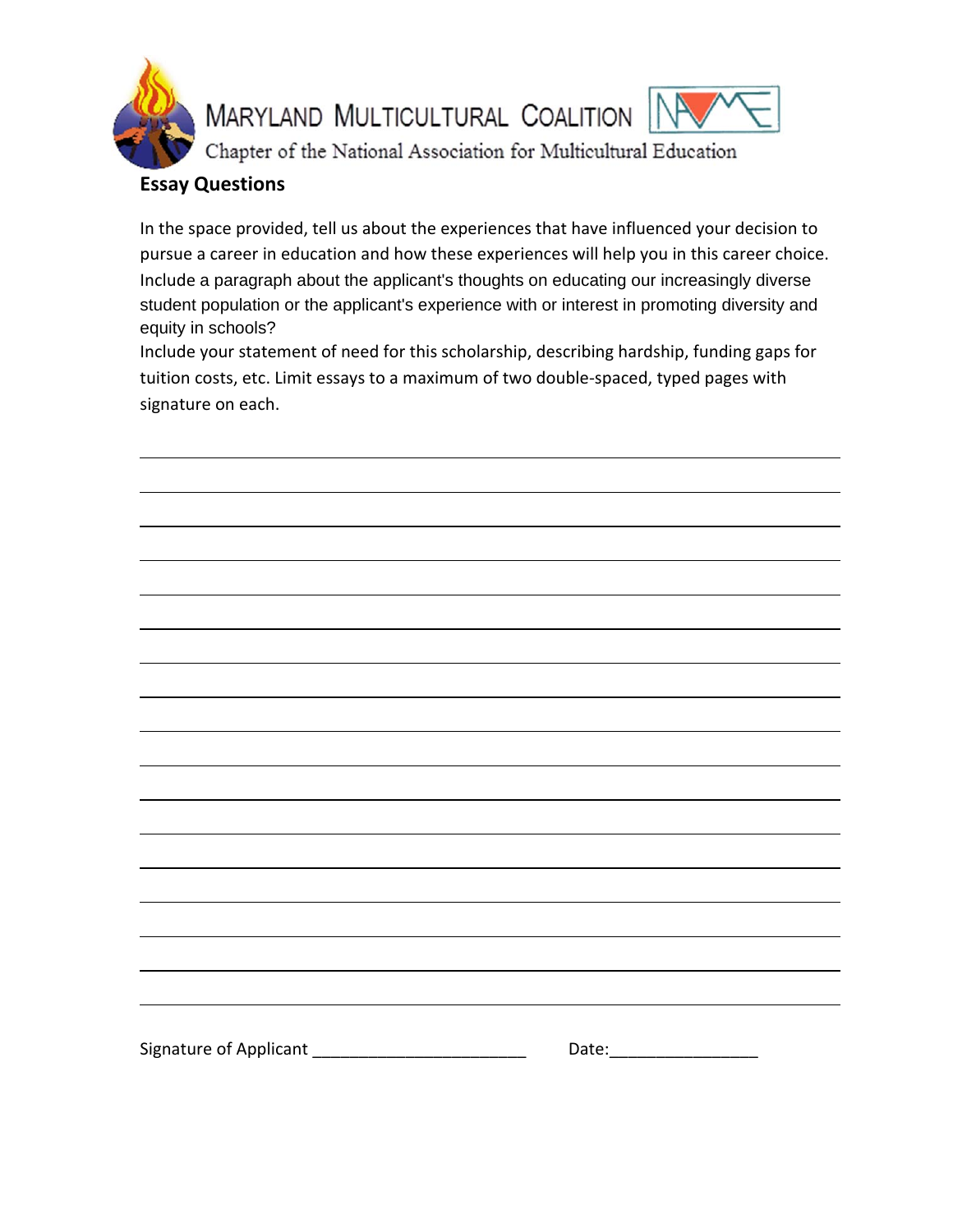MARYLAND MULTICULTURAL COALITION

Chapter of the National Association for Multicultural Education

**Essay Questions**

In the space provided, tell us about the experiences that have influenced your decision to pursue a career in education and how these experiences will help you in this career choice. Include a paragraph about the applicant's thoughts on educating our increasingly diverse student population or the applicant's experience with or interest in promoting diversity and equity in schools?
Include your statement of need for this scholarship, describing hardship, funding gaps for tuition costs, etc. Limit essays to a maximum of two double-spaced, typed pages with signature on each.

Signature of Applicant ________________________ Date:________________